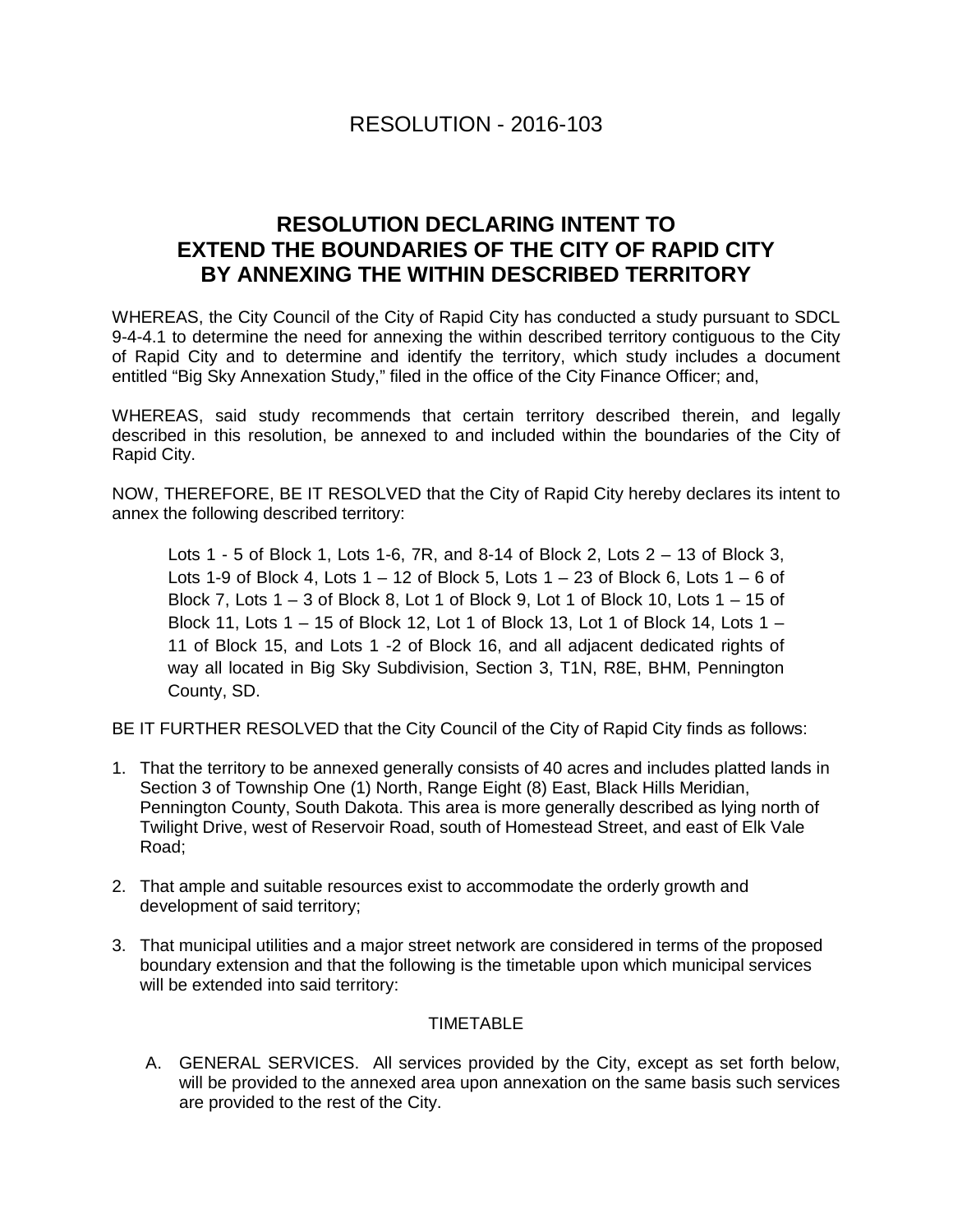# RESOLUTION - 2016-103

## RESOLUTION DECLARING INTENT TO EXTEND THE BOUNDARIES OF THE CITY OF RAPID CITY BY ANNEXING THE WITHIN DESCRIBED TERRITORY

WHEREAS, the City Council of the City of Rapid City has conducted a study pursuant to SDCL 9-4-4.1 to determine the need for annexing the within described territory contiguous to the City of Rapid City and to determine and identify the territory, which study includes a document entitled "Big Sky Annexation Study," filed in the office of the City Finance Officer; and,

WHEREAS, said study recommends that certain territory described therein, and legally described in this resolution, be annexed to and included within the boundaries of the City of Rapid City.

NOW, THEREFORE, BE IT RESOLVED that the City of Rapid City hereby declares its intent to annex the following described territory:

> Lots 1 - 5 of Block 1, Lots 1-6, 7R, and 8-14 of Block 2, Lots 2 – 13 of Block 3, Lots 1-9 of Block 4, Lots 1 – 12 of Block 5, Lots 1 – 23 of Block 6, Lots 1 – 6 of Block 7, Lots 1 – 3 of Block 8, Lot 1 of Block 9, Lot 1 of Block 10, Lots 1 – 15 of Block 11, Lots 1 – 15 of Block 12, Lot 1 of Block 13, Lot 1 of Block 14, Lots 1 – 11 of Block 15, and Lots 1 -2 of Block 16, and all adjacent dedicated rights of way all located in Big Sky Subdivision, Section 3, T1N, R8E, BHM, Pennington County, SD.

BE IT FURTHER RESOLVED that the City Council of the City of Rapid City finds as follows:

1. That the territory to be annexed generally consists of 40 acres and includes platted lands in Section 3 of Township One (1) North, Range Eight (8) East, Black Hills Meridian, Pennington County, South Dakota. This area is more generally described as lying north of Twilight Drive, west of Reservoir Road, south of Homestead Street, and east of Elk Vale Road;

2. That ample and suitable resources exist to accommodate the orderly growth and development of said territory;

3. That municipal utilities and a major street network are considered in terms of the proposed boundary extension and that the following is the timetable upon which municipal services will be extended into said territory:

TIMETABLE

A. GENERAL SERVICES. All services provided by the City, except as set forth below, will be provided to the annexed area upon annexation on the same basis such services are provided to the rest of the City.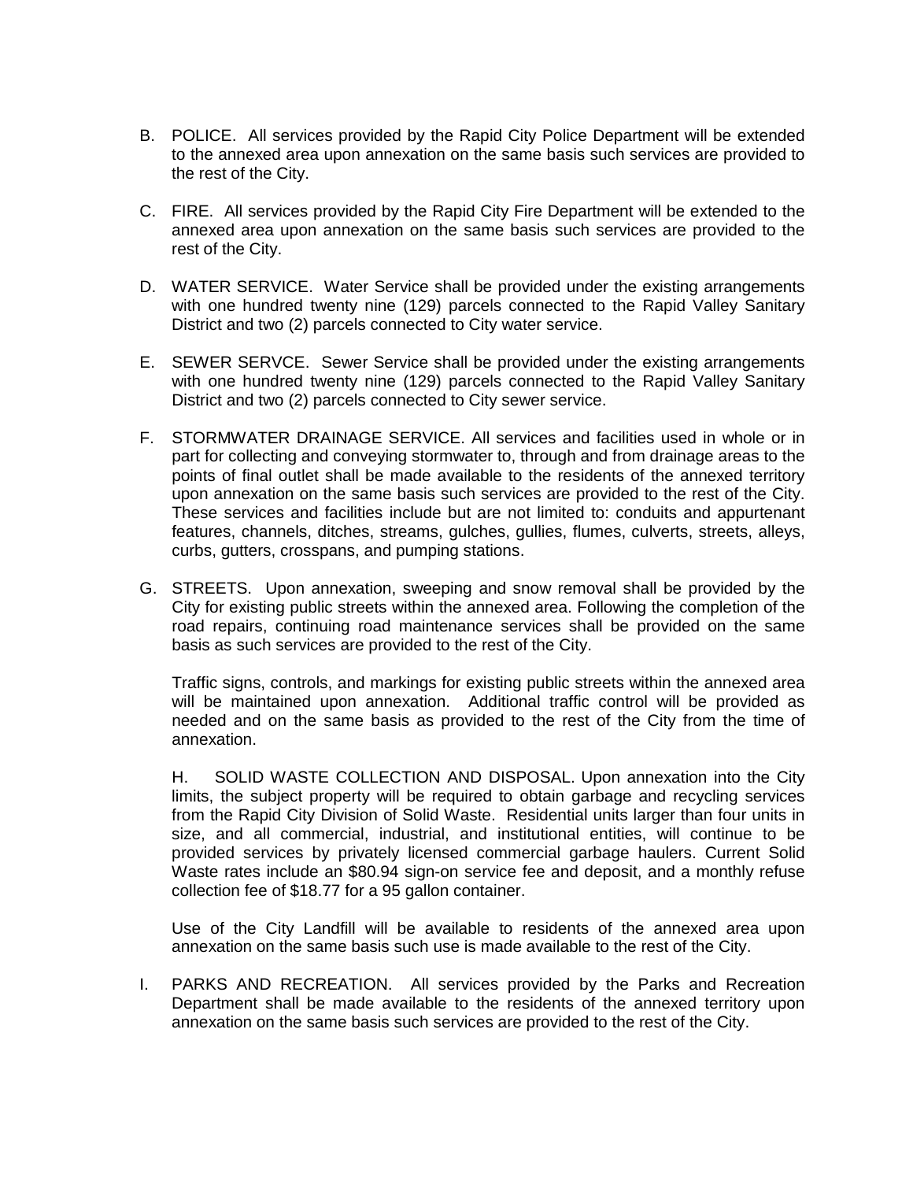B. POLICE. All services provided by the Rapid City Police Department will be extended to the annexed area upon annexation on the same basis such services are provided to the rest of the City.

C. FIRE. All services provided by the Rapid City Fire Department will be extended to the annexed area upon annexation on the same basis such services are provided to the rest of the City.

D. WATER SERVICE. Water Service shall be provided under the existing arrangements with one hundred twenty nine (129) parcels connected to the Rapid Valley Sanitary District and two (2) parcels connected to City water service.

E. SEWER SERVCE. Sewer Service shall be provided under the existing arrangements with one hundred twenty nine (129) parcels connected to the Rapid Valley Sanitary District and two (2) parcels connected to City sewer service.

F. STORMWATER DRAINAGE SERVICE. All services and facilities used in whole or in part for collecting and conveying stormwater to, through and from drainage areas to the points of final outlet shall be made available to the residents of the annexed territory upon annexation on the same basis such services are provided to the rest of the City. These services and facilities include but are not limited to: conduits and appurtenant features, channels, ditches, streams, gulches, gullies, flumes, culverts, streets, alleys, curbs, gutters, crosspans, and pumping stations.

G. STREETS. Upon annexation, sweeping and snow removal shall be provided by the City for existing public streets within the annexed area. Following the completion of the road repairs, continuing road maintenance services shall be provided on the same basis as such services are provided to the rest of the City.

   Traffic signs, controls, and markings for existing public streets within the annexed area will be maintained upon annexation. Additional traffic control will be provided as needed and on the same basis as provided to the rest of the City from the time of annexation.

   H. SOLID WASTE COLLECTION AND DISPOSAL. Upon annexation into the City limits, the subject property will be required to obtain garbage and recycling services from the Rapid City Division of Solid Waste. Residential units larger than four units in size, and all commercial, industrial, and institutional entities, will continue to be provided services by privately licensed commercial garbage haulers. Current Solid Waste rates include an $80.94 sign-on service fee and deposit, and a monthly refuse collection fee of $18.77 for a 95 gallon container.

   Use of the City Landfill will be available to residents of the annexed area upon annexation on the same basis such use is made available to the rest of the City.

I. PARKS AND RECREATION. All services provided by the Parks and Recreation Department shall be made available to the residents of the annexed territory upon annexation on the same basis such services are provided to the rest of the City.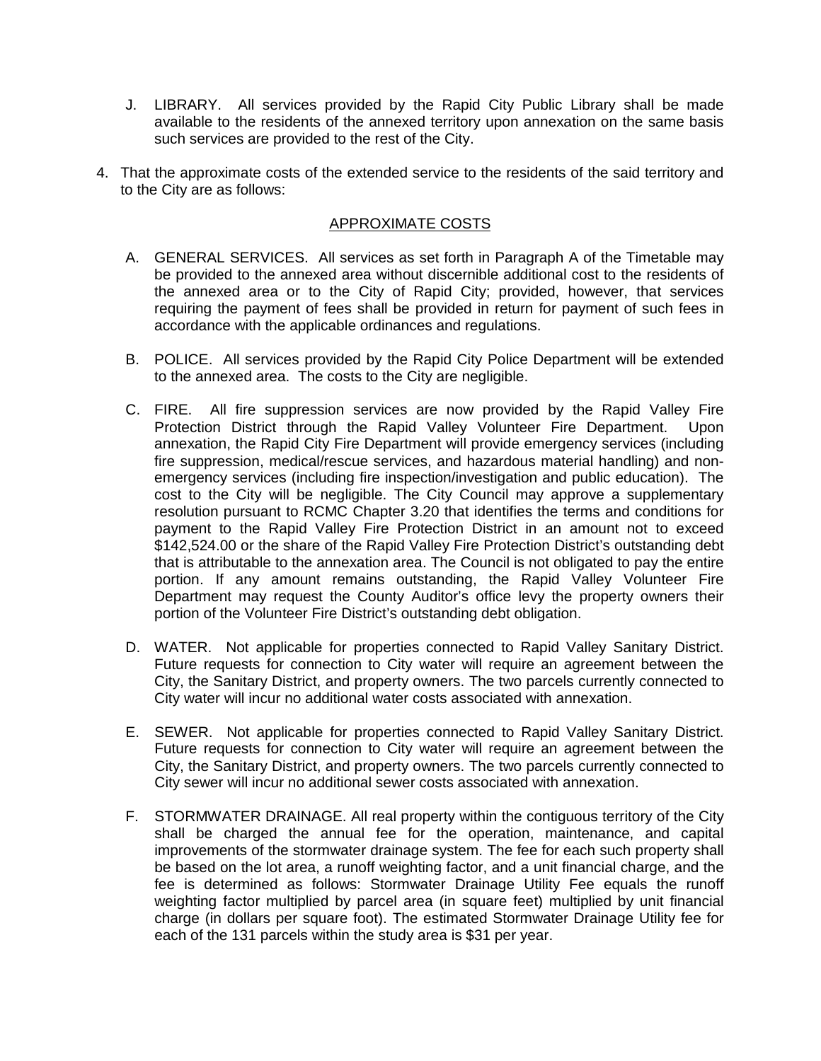J. LIBRARY. All services provided by the Rapid City Public Library shall be made available to the residents of the annexed territory upon annexation on the same basis such services are provided to the rest of the City.

4. That the approximate costs of the extended service to the residents of the said territory and to the City are as follows:

<u>APPROXIMATE COSTS</u>

A. GENERAL SERVICES. All services as set forth in Paragraph A of the Timetable may be provided to the annexed area without discernible additional cost to the residents of the annexed area or to the City of Rapid City; provided, however, that services requiring the payment of fees shall be provided in return for payment of such fees in accordance with the applicable ordinances and regulations.

B. POLICE. All services provided by the Rapid City Police Department will be extended to the annexed area. The costs to the City are negligible.

C. FIRE. All fire suppression services are now provided by the Rapid Valley Fire Protection District through the Rapid Valley Volunteer Fire Department. Upon annexation, the Rapid City Fire Department will provide emergency services (including fire suppression, medical/rescue services, and hazardous material handling) and non-emergency services (including fire inspection/investigation and public education). The cost to the City will be negligible. The City Council may approve a supplementary resolution pursuant to RCMC Chapter 3.20 that identifies the terms and conditions for payment to the Rapid Valley Fire Protection District in an amount not to exceed $142,524.00 or the share of the Rapid Valley Fire Protection District's outstanding debt that is attributable to the annexation area. The Council is not obligated to pay the entire portion. If any amount remains outstanding, the Rapid Valley Volunteer Fire Department may request the County Auditor's office levy the property owners their portion of the Volunteer Fire District's outstanding debt obligation.

D. WATER. Not applicable for properties connected to Rapid Valley Sanitary District. Future requests for connection to City water will require an agreement between the City, the Sanitary District, and property owners. The two parcels currently connected to City water will incur no additional water costs associated with annexation.

E. SEWER. Not applicable for properties connected to Rapid Valley Sanitary District. Future requests for connection to City water will require an agreement between the City, the Sanitary District, and property owners. The two parcels currently connected to City sewer will incur no additional sewer costs associated with annexation.

F. STORMWATER DRAINAGE. All real property within the contiguous territory of the City shall be charged the annual fee for the operation, maintenance, and capital improvements of the stormwater drainage system. The fee for each such property shall be based on the lot area, a runoff weighting factor, and a unit financial charge, and the fee is determined as follows: Stormwater Drainage Utility Fee equals the runoff weighting factor multiplied by parcel area (in square feet) multiplied by unit financial charge (in dollars per square foot). The estimated Stormwater Drainage Utility fee for each of the 131 parcels within the study area is $31 per year.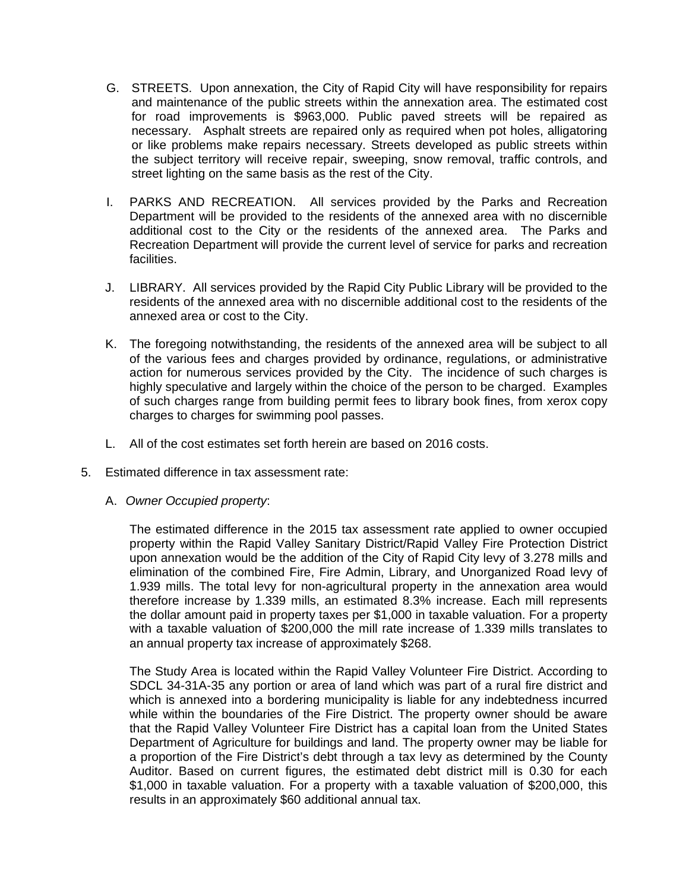G. STREETS. Upon annexation, the City of Rapid City will have responsibility for repairs and maintenance of the public streets within the annexation area. The estimated cost for road improvements is $963,000. Public paved streets will be repaired as necessary. Asphalt streets are repaired only as required when pot holes, alligatoring or like problems make repairs necessary. Streets developed as public streets within the subject territory will receive repair, sweeping, snow removal, traffic controls, and street lighting on the same basis as the rest of the City.

I. PARKS AND RECREATION. All services provided by the Parks and Recreation Department will be provided to the residents of the annexed area with no discernible additional cost to the City or the residents of the annexed area. The Parks and Recreation Department will provide the current level of service for parks and recreation facilities.

J. LIBRARY. All services provided by the Rapid City Public Library will be provided to the residents of the annexed area with no discernible additional cost to the residents of the annexed area or cost to the City.

K. The foregoing notwithstanding, the residents of the annexed area will be subject to all of the various fees and charges provided by ordinance, regulations, or administrative action for numerous services provided by the City. The incidence of such charges is highly speculative and largely within the choice of the person to be charged. Examples of such charges range from building permit fees to library book fines, from xerox copy charges to charges for swimming pool passes.

L. All of the cost estimates set forth herein are based on 2016 costs.

5. Estimated difference in tax assessment rate:

   A. *Owner Occupied property*:

   The estimated difference in the 2015 tax assessment rate applied to owner occupied property within the Rapid Valley Sanitary District/Rapid Valley Fire Protection District upon annexation would be the addition of the City of Rapid City levy of 3.278 mills and elimination of the combined Fire, Fire Admin, Library, and Unorganized Road levy of 1.939 mills. The total levy for non-agricultural property in the annexation area would therefore increase by 1.339 mills, an estimated 8.3% increase. Each mill represents the dollar amount paid in property taxes per $1,000 in taxable valuation. For a property with a taxable valuation of $200,000 the mill rate increase of 1.339 mills translates to an annual property tax increase of approximately $268.

   The Study Area is located within the Rapid Valley Volunteer Fire District. According to SDCL 34-31A-35 any portion or area of land which was part of a rural fire district and which is annexed into a bordering municipality is liable for any indebtedness incurred while within the boundaries of the Fire District. The property owner should be aware that the Rapid Valley Volunteer Fire District has a capital loan from the United States Department of Agriculture for buildings and land. The property owner may be liable for a proportion of the Fire District's debt through a tax levy as determined by the County Auditor. Based on current figures, the estimated debt district mill is 0.30 for each $1,000 in taxable valuation. For a property with a taxable valuation of $200,000, this results in an approximately $60 additional annual tax.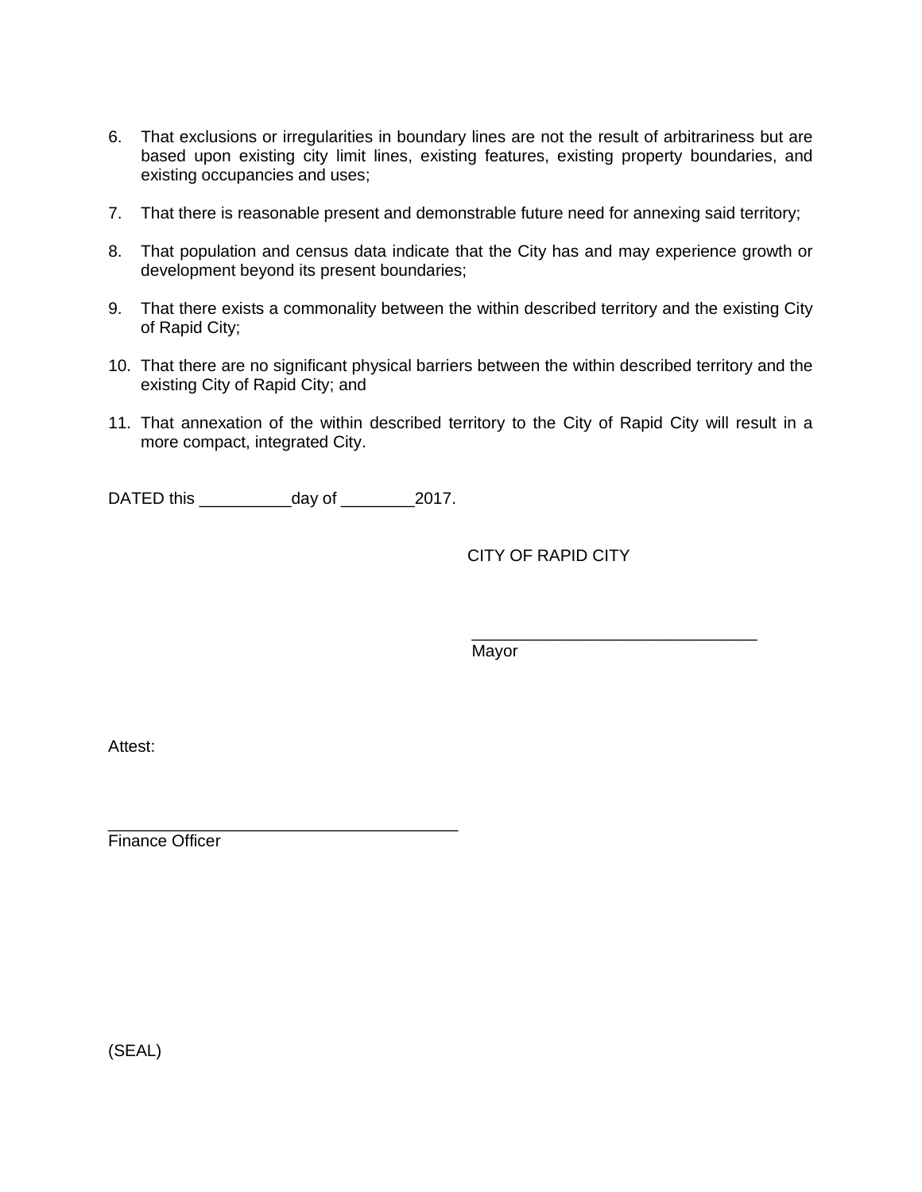6. That exclusions or irregularities in boundary lines are not the result of arbitrariness but are based upon existing city limit lines, existing features, existing property boundaries, and existing occupancies and uses;

7. That there is reasonable present and demonstrable future need for annexing said territory;

8. That population and census data indicate that the City has and may experience growth or development beyond its present boundaries;

9. That there exists a commonality between the within described territory and the existing City of Rapid City;

10. That there are no significant physical barriers between the within described territory and the existing City of Rapid City; and

11. That annexation of the within described territory to the City of Rapid City will result in a more compact, integrated City.

DATED this __________day of ________2017.

CITY OF RAPID CITY

_______________________________
Mayor

Attest:

______________________________________
Finance Officer

(SEAL)